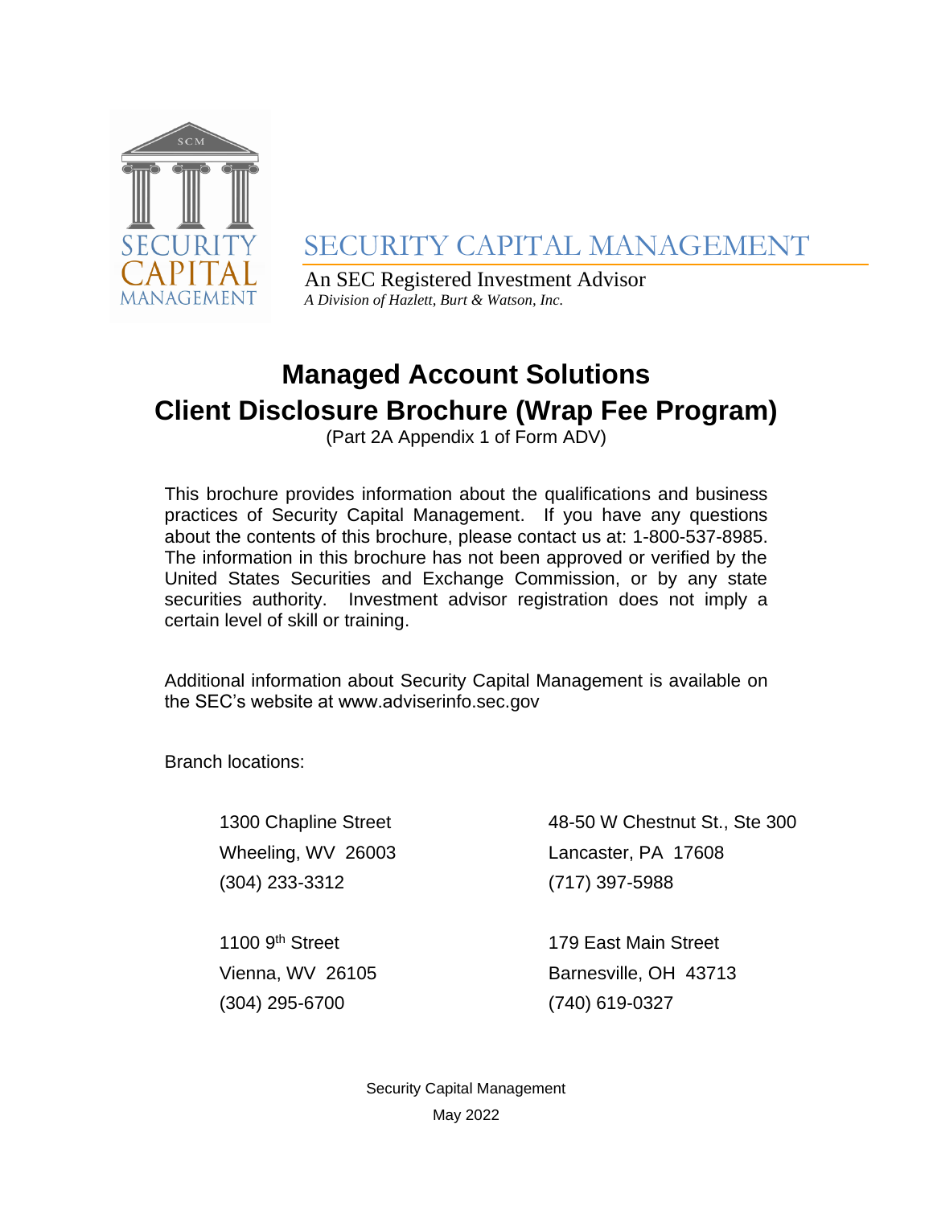SECURITY CAPITAL MANAGEMENT

An SEC Registered Investment Advisor

*A Division of Hazlett, Burt & Watson, Inc.*

# Managed Account Solutions
# Client Disclosure Brochure (Wrap Fee Program)

(Part 2A Appendix 1 of Form ADV)

This brochure provides information about the qualifications and business practices of Security Capital Management. If you have any questions about the contents of this brochure, please contact us at: 1-800-537-8985. The information in this brochure has not been approved or verified by the United States Securities and Exchange Commission, or by any state securities authority. Investment advisor registration does not imply a certain level of skill or training.

Additional information about Security Capital Management is available on the SEC's website at www.adviserinfo.sec.gov

Branch locations:

1300 Chapline Street
Wheeling, WV 26003
(304) 233-3312

48-50 W Chestnut St., Ste 300
Lancaster, PA 17608
(717) 397-5988

1100 9th Street
Vienna, WV 26105
(304) 295-6700

179 East Main Street
Barnesville, OH 43713
(740) 619-0327

Security Capital Management
May 2022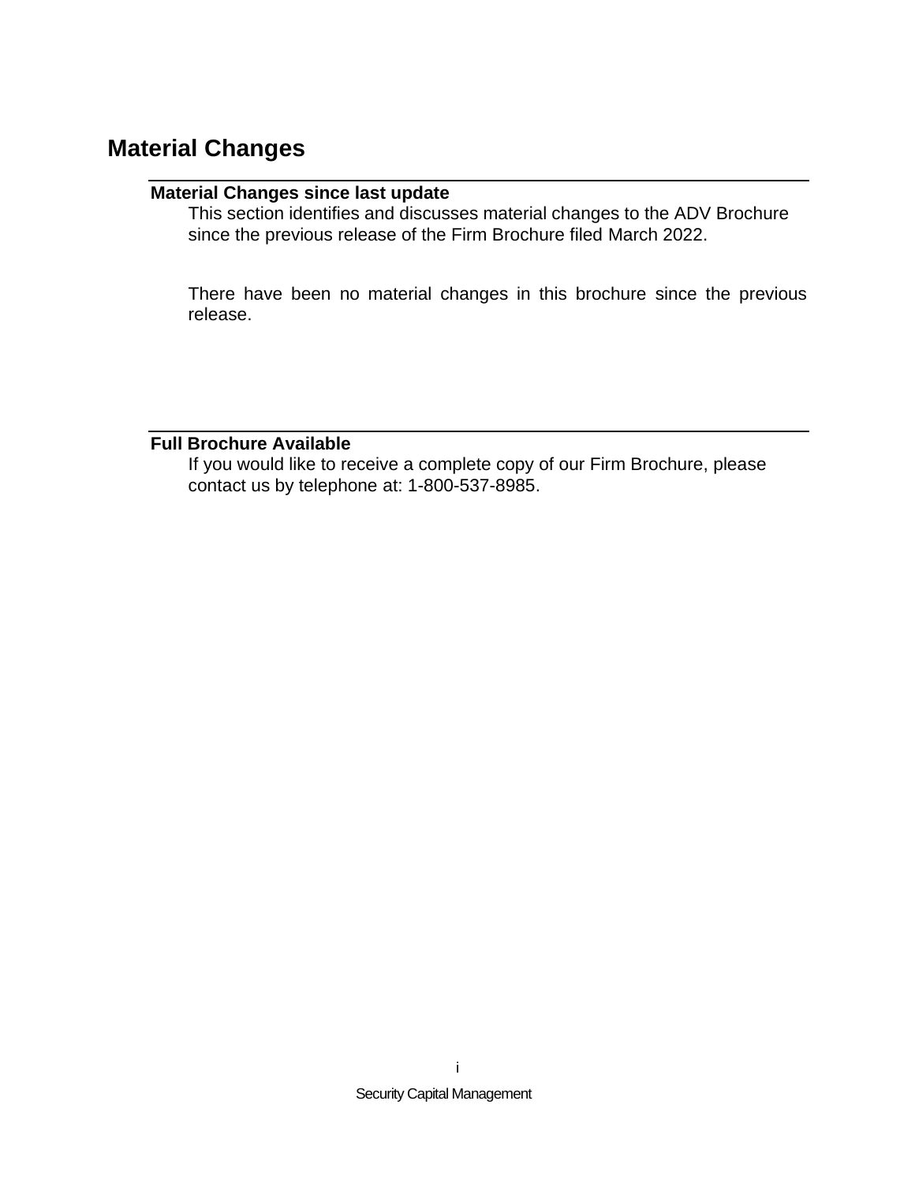# Material Changes

## Material Changes since last update

This section identifies and discusses material changes to the ADV Brochure since the previous release of the Firm Brochure filed March 2022.

There have been no material changes in this brochure since the previous release.

## Full Brochure Available

If you would like to receive a complete copy of our Firm Brochure, please contact us by telephone at: 1-800-537-8985.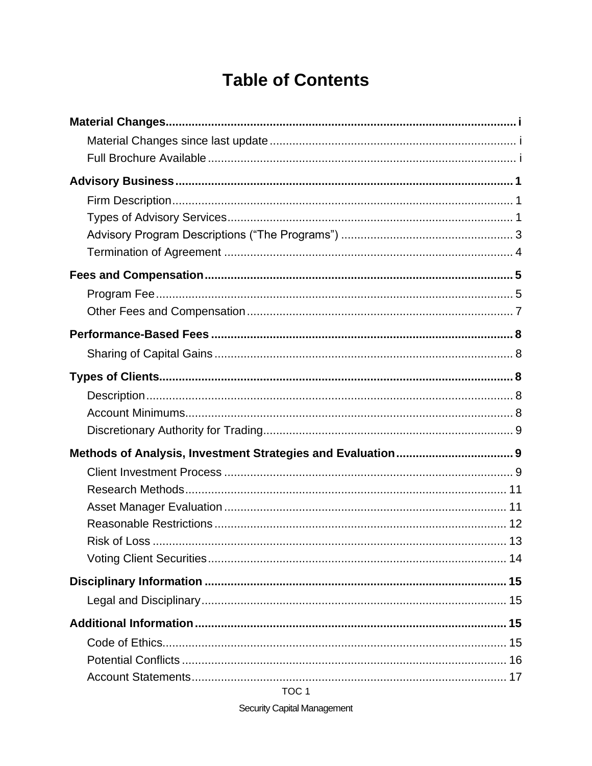# Table of Contents

**Material Changes** ..... i

- Material Changes since last update ..... i
- Full Brochure Available ..... i

**Advisory Business** ..... 1

- Firm Description ..... 1
- Types of Advisory Services ..... 1
- Advisory Program Descriptions (“The Programs”) ..... 3
- Termination of Agreement ..... 4

**Fees and Compensation** ..... 5

- Program Fee ..... 5
- Other Fees and Compensation ..... 7

**Performance-Based Fees** ..... 8

- Sharing of Capital Gains ..... 8

**Types of Clients** ..... 8

- Description ..... 8
- Account Minimums ..... 8
- Discretionary Authority for Trading ..... 9

**Methods of Analysis, Investment Strategies and Evaluation** ..... 9

- Client Investment Process ..... 9
- Research Methods ..... 11
- Asset Manager Evaluation ..... 11
- Reasonable Restrictions ..... 12
- Risk of Loss ..... 13
- Voting Client Securities ..... 14

**Disciplinary Information** ..... 15

- Legal and Disciplinary ..... 15

**Additional Information** ..... 15

- Code of Ethics ..... 15
- Potential Conflicts ..... 16
- Account Statements ..... 17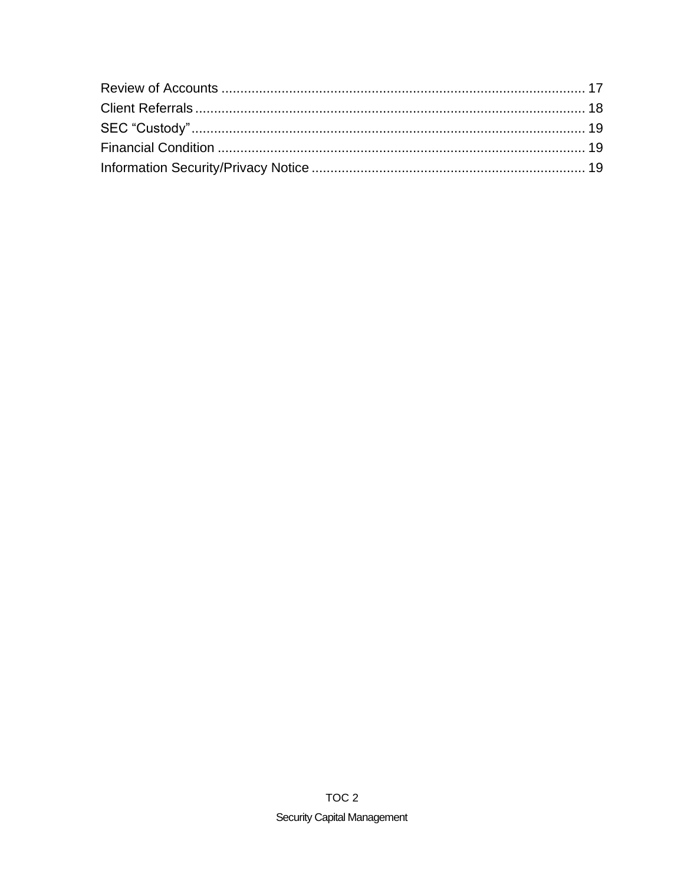Review of Accounts ................................................................................................ 17
Client Referrals ...................................................................................................... 18
SEC "Custody" ....................................................................................................... 19
Financial Condition ................................................................................................ 19
Information Security/Privacy Notice ....................................................................... 19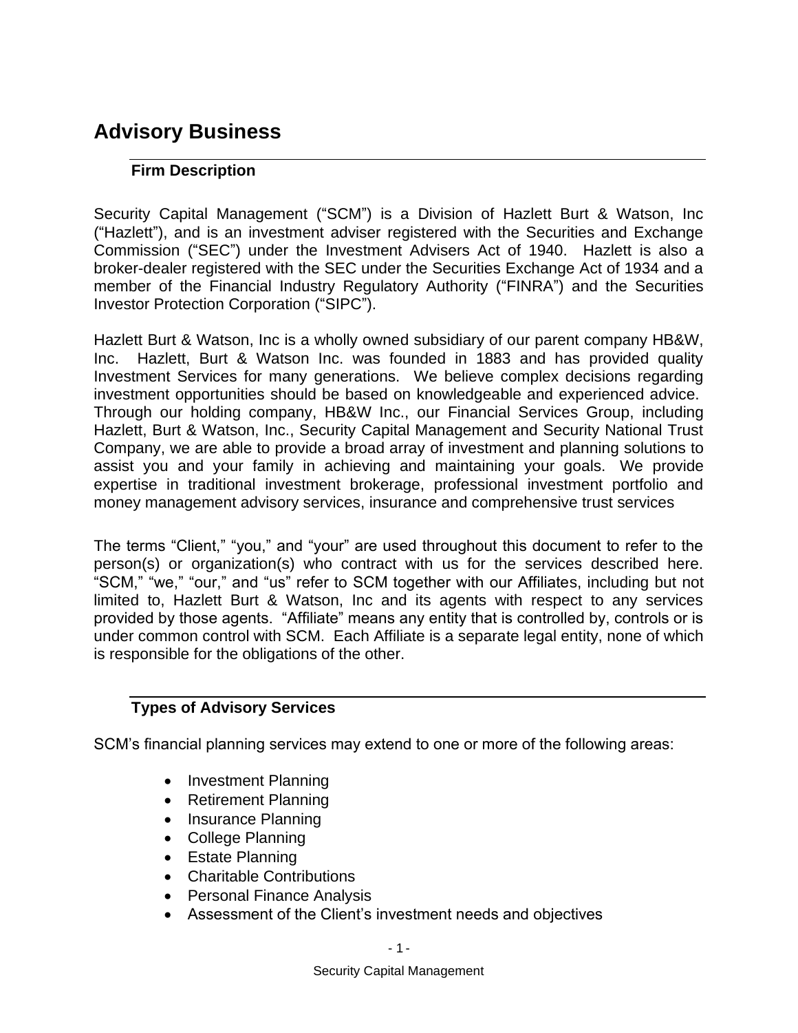# Advisory Business

## Firm Description

Security Capital Management ("SCM") is a Division of Hazlett Burt & Watson, Inc ("Hazlett"), and is an investment adviser registered with the Securities and Exchange Commission ("SEC") under the Investment Advisers Act of 1940. Hazlett is also a broker-dealer registered with the SEC under the Securities Exchange Act of 1934 and a member of the Financial Industry Regulatory Authority ("FINRA") and the Securities Investor Protection Corporation ("SIPC").

Hazlett Burt & Watson, Inc is a wholly owned subsidiary of our parent company HB&W, Inc. Hazlett, Burt & Watson Inc. was founded in 1883 and has provided quality Investment Services for many generations. We believe complex decisions regarding investment opportunities should be based on knowledgeable and experienced advice. Through our holding company, HB&W Inc., our Financial Services Group, including Hazlett, Burt & Watson, Inc., Security Capital Management and Security National Trust Company, we are able to provide a broad array of investment and planning solutions to assist you and your family in achieving and maintaining your goals. We provide expertise in traditional investment brokerage, professional investment portfolio and money management advisory services, insurance and comprehensive trust services

The terms "Client," "you," and "your" are used throughout this document to refer to the person(s) or organization(s) who contract with us for the services described here. "SCM," "we," "our," and "us" refer to SCM together with our Affiliates, including but not limited to, Hazlett Burt & Watson, Inc and its agents with respect to any services provided by those agents. "Affiliate" means any entity that is controlled by, controls or is under common control with SCM. Each Affiliate is a separate legal entity, none of which is responsible for the obligations of the other.

## Types of Advisory Services

SCM's financial planning services may extend to one or more of the following areas:

- Investment Planning
- Retirement Planning
- Insurance Planning
- College Planning
- Estate Planning
- Charitable Contributions
- Personal Finance Analysis
- Assessment of the Client's investment needs and objectives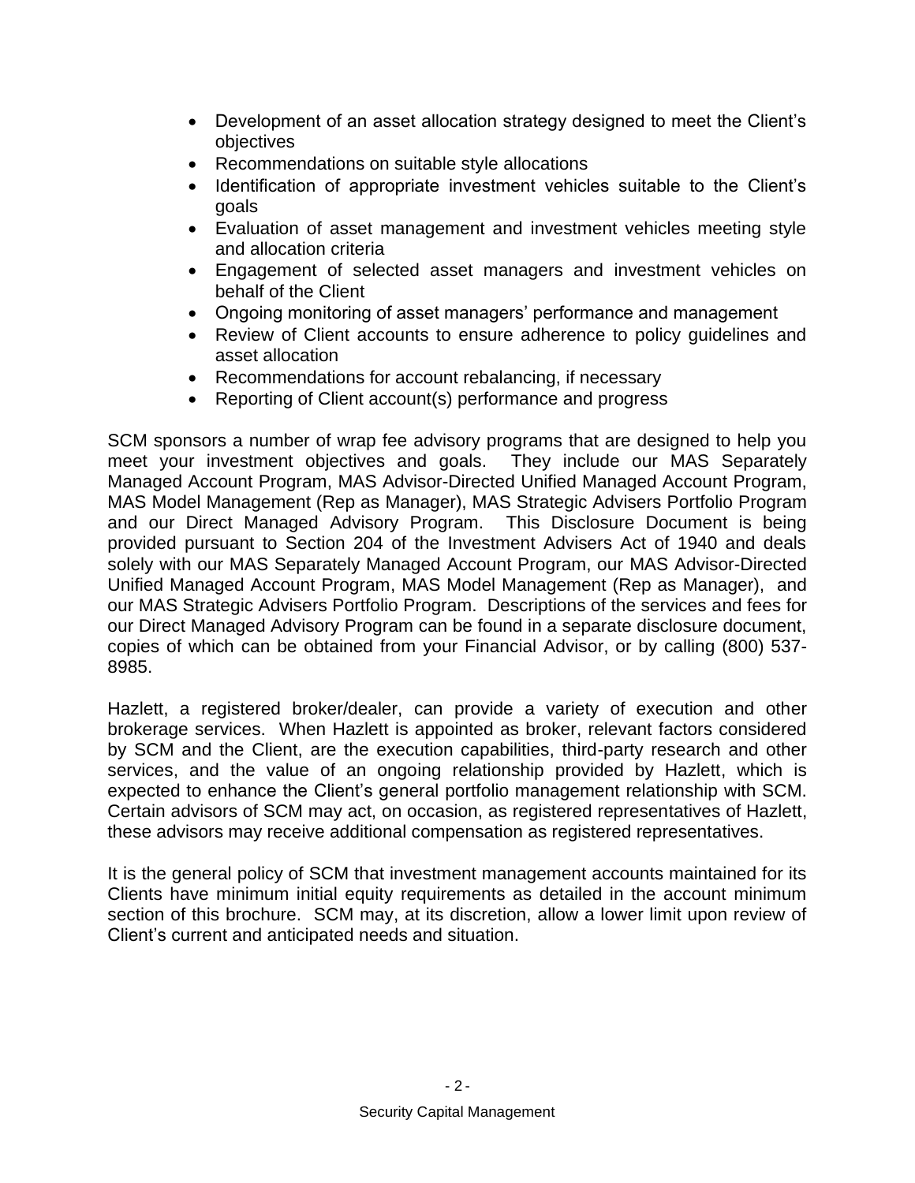- Development of an asset allocation strategy designed to meet the Client's objectives
- Recommendations on suitable style allocations
- Identification of appropriate investment vehicles suitable to the Client's goals
- Evaluation of asset management and investment vehicles meeting style and allocation criteria
- Engagement of selected asset managers and investment vehicles on behalf of the Client
- Ongoing monitoring of asset managers' performance and management
- Review of Client accounts to ensure adherence to policy guidelines and asset allocation
- Recommendations for account rebalancing, if necessary
- Reporting of Client account(s) performance and progress

SCM sponsors a number of wrap fee advisory programs that are designed to help you meet your investment objectives and goals. They include our MAS Separately Managed Account Program, MAS Advisor-Directed Unified Managed Account Program, MAS Model Management (Rep as Manager), MAS Strategic Advisers Portfolio Program and our Direct Managed Advisory Program. This Disclosure Document is being provided pursuant to Section 204 of the Investment Advisers Act of 1940 and deals solely with our MAS Separately Managed Account Program, our MAS Advisor-Directed Unified Managed Account Program, MAS Model Management (Rep as Manager), and our MAS Strategic Advisers Portfolio Program. Descriptions of the services and fees for our Direct Managed Advisory Program can be found in a separate disclosure document, copies of which can be obtained from your Financial Advisor, or by calling (800) 537-8985.

Hazlett, a registered broker/dealer, can provide a variety of execution and other brokerage services. When Hazlett is appointed as broker, relevant factors considered by SCM and the Client, are the execution capabilities, third-party research and other services, and the value of an ongoing relationship provided by Hazlett, which is expected to enhance the Client's general portfolio management relationship with SCM. Certain advisors of SCM may act, on occasion, as registered representatives of Hazlett, these advisors may receive additional compensation as registered representatives.

It is the general policy of SCM that investment management accounts maintained for its Clients have minimum initial equity requirements as detailed in the account minimum section of this brochure. SCM may, at its discretion, allow a lower limit upon review of Client's current and anticipated needs and situation.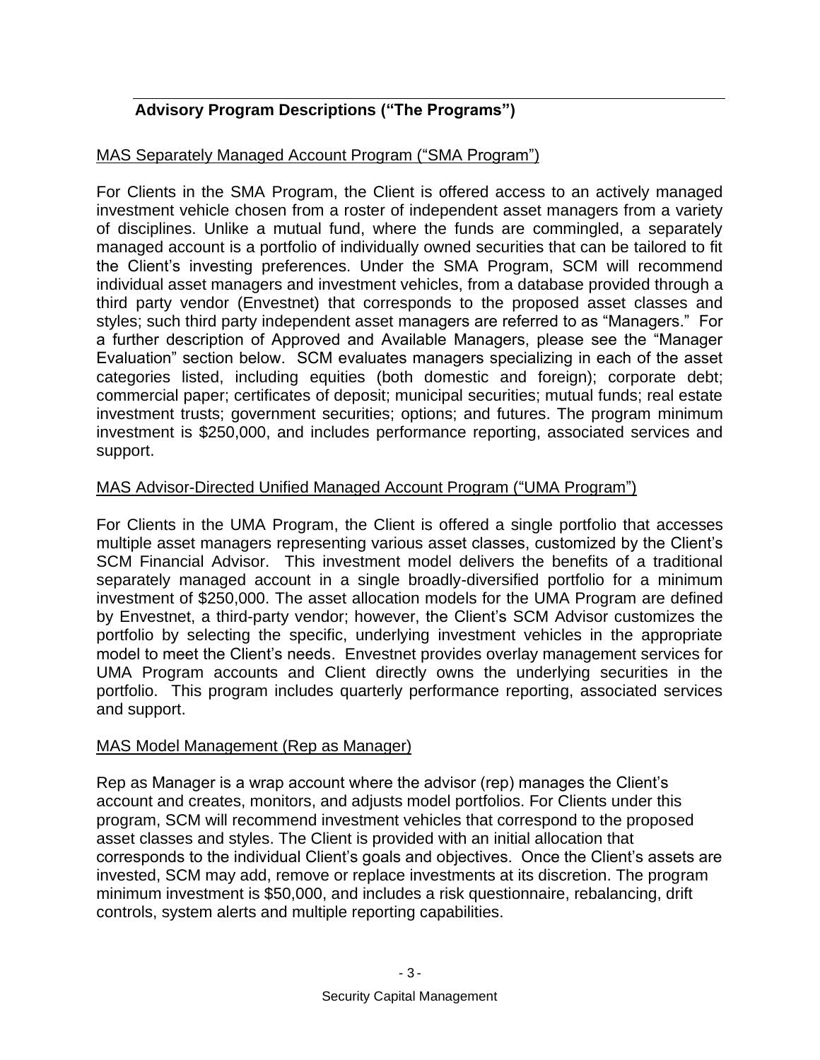## Advisory Program Descriptions ("The Programs")

### MAS Separately Managed Account Program ("SMA Program")

For Clients in the SMA Program, the Client is offered access to an actively managed investment vehicle chosen from a roster of independent asset managers from a variety of disciplines. Unlike a mutual fund, where the funds are commingled, a separately managed account is a portfolio of individually owned securities that can be tailored to fit the Client's investing preferences. Under the SMA Program, SCM will recommend individual asset managers and investment vehicles, from a database provided through a third party vendor (Envestnet) that corresponds to the proposed asset classes and styles; such third party independent asset managers are referred to as "Managers." For a further description of Approved and Available Managers, please see the "Manager Evaluation" section below. SCM evaluates managers specializing in each of the asset categories listed, including equities (both domestic and foreign); corporate debt; commercial paper; certificates of deposit; municipal securities; mutual funds; real estate investment trusts; government securities; options; and futures. The program minimum investment is $250,000, and includes performance reporting, associated services and support.

### MAS Advisor-Directed Unified Managed Account Program ("UMA Program")

For Clients in the UMA Program, the Client is offered a single portfolio that accesses multiple asset managers representing various asset classes, customized by the Client's SCM Financial Advisor. This investment model delivers the benefits of a traditional separately managed account in a single broadly-diversified portfolio for a minimum investment of $250,000. The asset allocation models for the UMA Program are defined by Envestnet, a third-party vendor; however, the Client's SCM Advisor customizes the portfolio by selecting the specific, underlying investment vehicles in the appropriate model to meet the Client's needs. Envestnet provides overlay management services for UMA Program accounts and Client directly owns the underlying securities in the portfolio. This program includes quarterly performance reporting, associated services and support.

### MAS Model Management (Rep as Manager)

Rep as Manager is a wrap account where the advisor (rep) manages the Client's account and creates, monitors, and adjusts model portfolios. For Clients under this program, SCM will recommend investment vehicles that correspond to the proposed asset classes and styles. The Client is provided with an initial allocation that corresponds to the individual Client's goals and objectives. Once the Client's assets are invested, SCM may add, remove or replace investments at its discretion. The program minimum investment is $50,000, and includes a risk questionnaire, rebalancing, drift controls, system alerts and multiple reporting capabilities.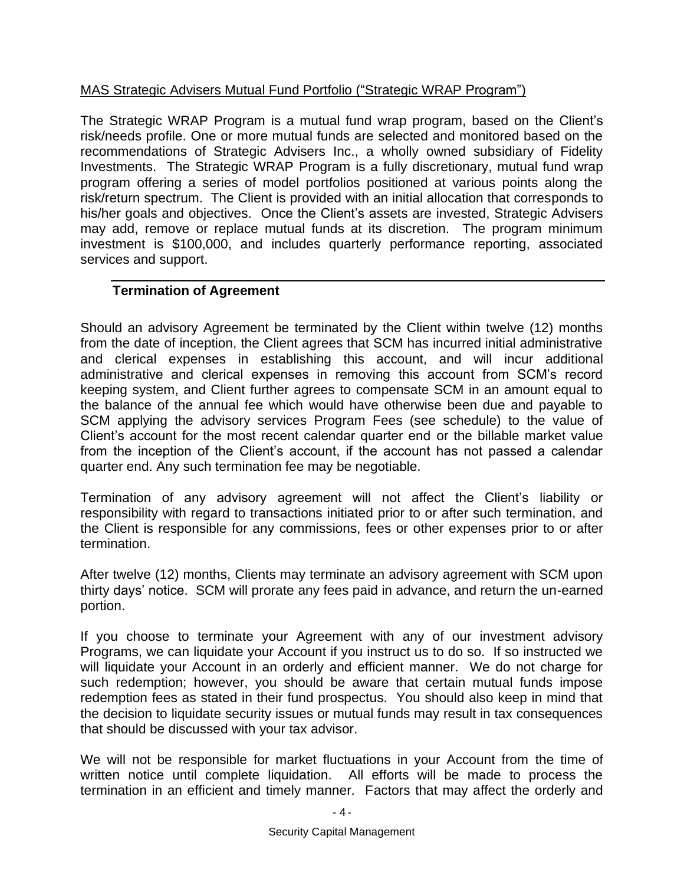MAS Strategic Advisers Mutual Fund Portfolio (“Strategic WRAP Program”)

The Strategic WRAP Program is a mutual fund wrap program, based on the Client’s risk/needs profile. One or more mutual funds are selected and monitored based on the recommendations of Strategic Advisers Inc., a wholly owned subsidiary of Fidelity Investments. The Strategic WRAP Program is a fully discretionary, mutual fund wrap program offering a series of model portfolios positioned at various points along the risk/return spectrum. The Client is provided with an initial allocation that corresponds to his/her goals and objectives. Once the Client’s assets are invested, Strategic Advisers may add, remove or replace mutual funds at its discretion. The program minimum investment is $100,000, and includes quarterly performance reporting, associated services and support.

## Termination of Agreement

Should an advisory Agreement be terminated by the Client within twelve (12) months from the date of inception, the Client agrees that SCM has incurred initial administrative and clerical expenses in establishing this account, and will incur additional administrative and clerical expenses in removing this account from SCM’s record keeping system, and Client further agrees to compensate SCM in an amount equal to the balance of the annual fee which would have otherwise been due and payable to SCM applying the advisory services Program Fees (see schedule) to the value of Client’s account for the most recent calendar quarter end or the billable market value from the inception of the Client’s account, if the account has not passed a calendar quarter end. Any such termination fee may be negotiable.

Termination of any advisory agreement will not affect the Client’s liability or responsibility with regard to transactions initiated prior to or after such termination, and the Client is responsible for any commissions, fees or other expenses prior to or after termination.

After twelve (12) months, Clients may terminate an advisory agreement with SCM upon thirty days’ notice. SCM will prorate any fees paid in advance, and return the un-earned portion.

If you choose to terminate your Agreement with any of our investment advisory Programs, we can liquidate your Account if you instruct us to do so. If so instructed we will liquidate your Account in an orderly and efficient manner. We do not charge for such redemption; however, you should be aware that certain mutual funds impose redemption fees as stated in their fund prospectus. You should also keep in mind that the decision to liquidate security issues or mutual funds may result in tax consequences that should be discussed with your tax advisor.

We will not be responsible for market fluctuations in your Account from the time of written notice until complete liquidation. All efforts will be made to process the termination in an efficient and timely manner. Factors that may affect the orderly and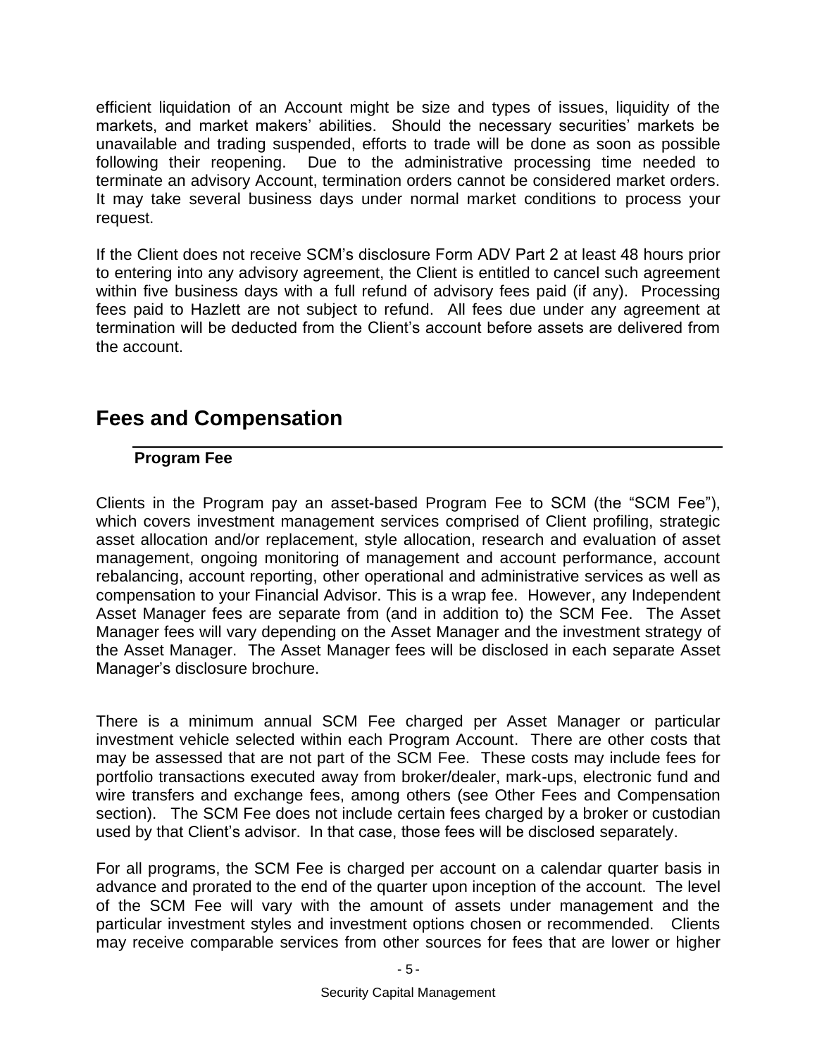efficient liquidation of an Account might be size and types of issues, liquidity of the markets, and market makers' abilities. Should the necessary securities' markets be unavailable and trading suspended, efforts to trade will be done as soon as possible following their reopening. Due to the administrative processing time needed to terminate an advisory Account, termination orders cannot be considered market orders. It may take several business days under normal market conditions to process your request.

If the Client does not receive SCM's disclosure Form ADV Part 2 at least 48 hours prior to entering into any advisory agreement, the Client is entitled to cancel such agreement within five business days with a full refund of advisory fees paid (if any). Processing fees paid to Hazlett are not subject to refund. All fees due under any agreement at termination will be deducted from the Client's account before assets are delivered from the account.

## Fees and Compensation

### Program Fee

Clients in the Program pay an asset-based Program Fee to SCM (the "SCM Fee"), which covers investment management services comprised of Client profiling, strategic asset allocation and/or replacement, style allocation, research and evaluation of asset management, ongoing monitoring of management and account performance, account rebalancing, account reporting, other operational and administrative services as well as compensation to your Financial Advisor. This is a wrap fee. However, any Independent Asset Manager fees are separate from (and in addition to) the SCM Fee. The Asset Manager fees will vary depending on the Asset Manager and the investment strategy of the Asset Manager. The Asset Manager fees will be disclosed in each separate Asset Manager's disclosure brochure.

There is a minimum annual SCM Fee charged per Asset Manager or particular investment vehicle selected within each Program Account. There are other costs that may be assessed that are not part of the SCM Fee. These costs may include fees for portfolio transactions executed away from broker/dealer, mark-ups, electronic fund and wire transfers and exchange fees, among others (see Other Fees and Compensation section). The SCM Fee does not include certain fees charged by a broker or custodian used by that Client's advisor. In that case, those fees will be disclosed separately.

For all programs, the SCM Fee is charged per account on a calendar quarter basis in advance and prorated to the end of the quarter upon inception of the account. The level of the SCM Fee will vary with the amount of assets under management and the particular investment styles and investment options chosen or recommended. Clients may receive comparable services from other sources for fees that are lower or higher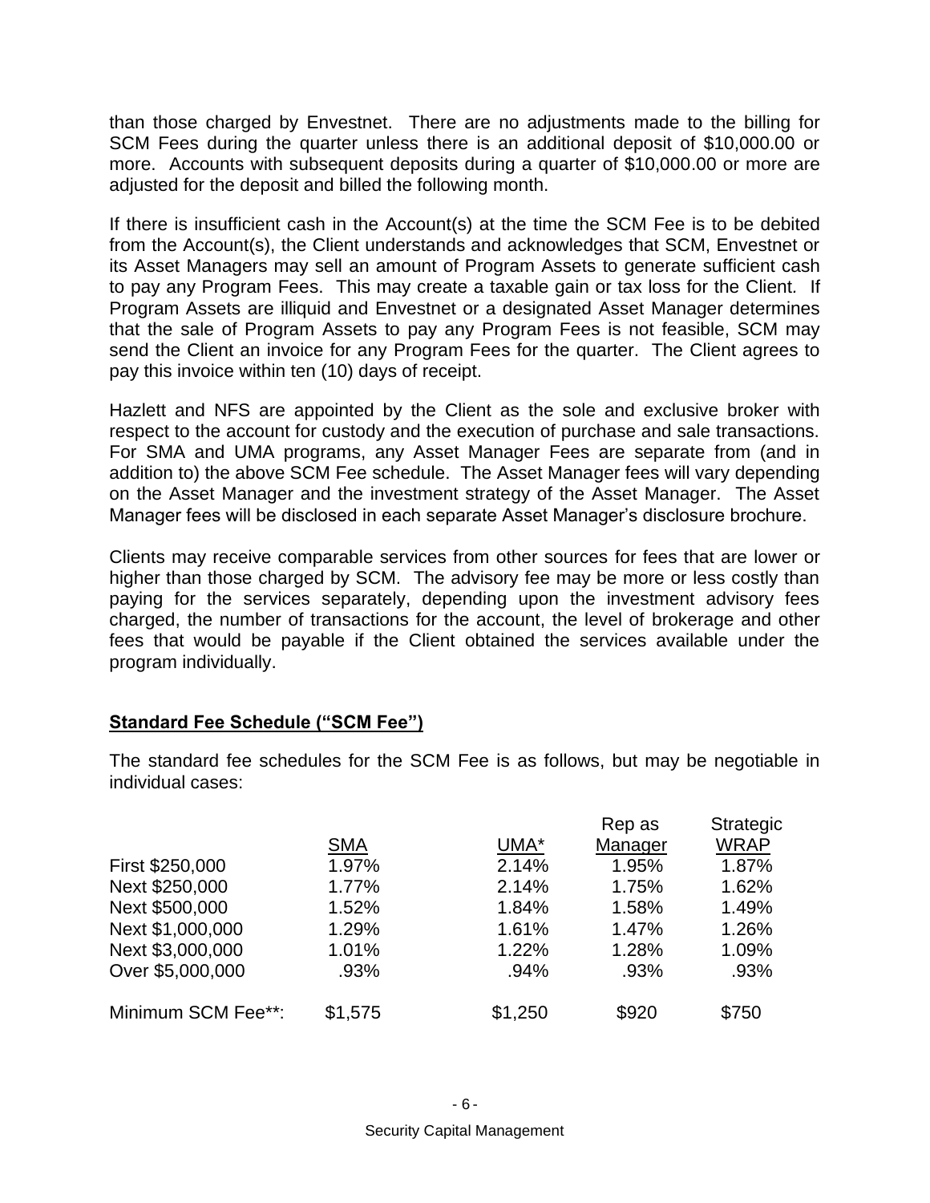than those charged by Envestnet. There are no adjustments made to the billing for SCM Fees during the quarter unless there is an additional deposit of $10,000.00 or more. Accounts with subsequent deposits during a quarter of $10,000.00 or more are adjusted for the deposit and billed the following month.

If there is insufficient cash in the Account(s) at the time the SCM Fee is to be debited from the Account(s), the Client understands and acknowledges that SCM, Envestnet or its Asset Managers may sell an amount of Program Assets to generate sufficient cash to pay any Program Fees. This may create a taxable gain or tax loss for the Client. If Program Assets are illiquid and Envestnet or a designated Asset Manager determines that the sale of Program Assets to pay any Program Fees is not feasible, SCM may send the Client an invoice for any Program Fees for the quarter. The Client agrees to pay this invoice within ten (10) days of receipt.

Hazlett and NFS are appointed by the Client as the sole and exclusive broker with respect to the account for custody and the execution of purchase and sale transactions. For SMA and UMA programs, any Asset Manager Fees are separate from (and in addition to) the above SCM Fee schedule. The Asset Manager fees will vary depending on the Asset Manager and the investment strategy of the Asset Manager. The Asset Manager fees will be disclosed in each separate Asset Manager's disclosure brochure.

Clients may receive comparable services from other sources for fees that are lower or higher than those charged by SCM. The advisory fee may be more or less costly than paying for the services separately, depending upon the investment advisory fees charged, the number of transactions for the account, the level of brokerage and other fees that would be payable if the Client obtained the services available under the program individually.

**Standard Fee Schedule ("SCM Fee")**

The standard fee schedules for the SCM Fee is as follows, but may be negotiable in individual cases:

| | SMA | UMA* | Rep as Manager | Strategic WRAP |
|---|---|---|---|---|
| First $250,000 | 1.97% | 2.14% | 1.95% | 1.87% |
| Next $250,000 | 1.77% | 2.14% | 1.75% | 1.62% |
| Next $500,000 | 1.52% | 1.84% | 1.58% | 1.49% |
| Next $1,000,000 | 1.29% | 1.61% | 1.47% | 1.26% |
| Next $3,000,000 | 1.01% | 1.22% | 1.28% | 1.09% |
| Over $5,000,000 | .93% | .94% | .93% | .93% |
| Minimum SCM Fee**: | $1,575 | $1,250 | $920 | $750 |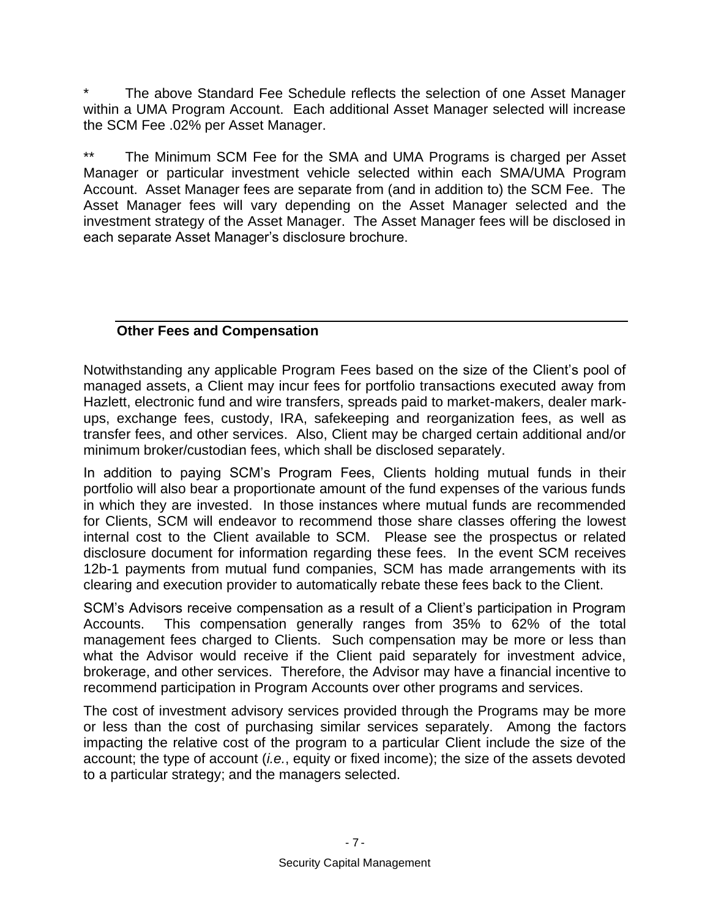* The above Standard Fee Schedule reflects the selection of one Asset Manager within a UMA Program Account. Each additional Asset Manager selected will increase the SCM Fee .02% per Asset Manager.

** The Minimum SCM Fee for the SMA and UMA Programs is charged per Asset Manager or particular investment vehicle selected within each SMA/UMA Program Account. Asset Manager fees are separate from (and in addition to) the SCM Fee. The Asset Manager fees will vary depending on the Asset Manager selected and the investment strategy of the Asset Manager. The Asset Manager fees will be disclosed in each separate Asset Manager's disclosure brochure.

## Other Fees and Compensation

Notwithstanding any applicable Program Fees based on the size of the Client's pool of managed assets, a Client may incur fees for portfolio transactions executed away from Hazlett, electronic fund and wire transfers, spreads paid to market-makers, dealer mark-ups, exchange fees, custody, IRA, safekeeping and reorganization fees, as well as transfer fees, and other services. Also, Client may be charged certain additional and/or minimum broker/custodian fees, which shall be disclosed separately.

In addition to paying SCM's Program Fees, Clients holding mutual funds in their portfolio will also bear a proportionate amount of the fund expenses of the various funds in which they are invested. In those instances where mutual funds are recommended for Clients, SCM will endeavor to recommend those share classes offering the lowest internal cost to the Client available to SCM. Please see the prospectus or related disclosure document for information regarding these fees. In the event SCM receives 12b-1 payments from mutual fund companies, SCM has made arrangements with its clearing and execution provider to automatically rebate these fees back to the Client.

SCM's Advisors receive compensation as a result of a Client's participation in Program Accounts. This compensation generally ranges from 35% to 62% of the total management fees charged to Clients. Such compensation may be more or less than what the Advisor would receive if the Client paid separately for investment advice, brokerage, and other services. Therefore, the Advisor may have a financial incentive to recommend participation in Program Accounts over other programs and services.

The cost of investment advisory services provided through the Programs may be more or less than the cost of purchasing similar services separately. Among the factors impacting the relative cost of the program to a particular Client include the size of the account; the type of account (*i.e.*, equity or fixed income); the size of the assets devoted to a particular strategy; and the managers selected.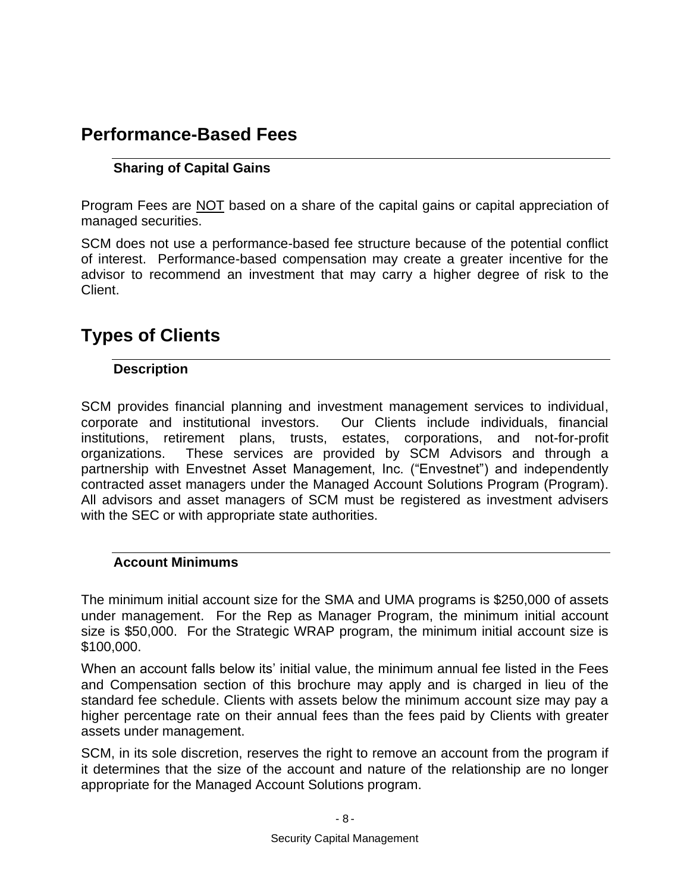## Performance-Based Fees

### Sharing of Capital Gains

Program Fees are NOT based on a share of the capital gains or capital appreciation of managed securities.

SCM does not use a performance-based fee structure because of the potential conflict of interest. Performance-based compensation may create a greater incentive for the advisor to recommend an investment that may carry a higher degree of risk to the Client.

## Types of Clients

### Description

SCM provides financial planning and investment management services to individual, corporate and institutional investors. Our Clients include individuals, financial institutions, retirement plans, trusts, estates, corporations, and not-for-profit organizations. These services are provided by SCM Advisors and through a partnership with Envestnet Asset Management, Inc. ("Envestnet") and independently contracted asset managers under the Managed Account Solutions Program (Program). All advisors and asset managers of SCM must be registered as investment advisers with the SEC or with appropriate state authorities.

### Account Minimums

The minimum initial account size for the SMA and UMA programs is $250,000 of assets under management. For the Rep as Manager Program, the minimum initial account size is $50,000. For the Strategic WRAP program, the minimum initial account size is $100,000.

When an account falls below its' initial value, the minimum annual fee listed in the Fees and Compensation section of this brochure may apply and is charged in lieu of the standard fee schedule. Clients with assets below the minimum account size may pay a higher percentage rate on their annual fees than the fees paid by Clients with greater assets under management.

SCM, in its sole discretion, reserves the right to remove an account from the program if it determines that the size of the account and nature of the relationship are no longer appropriate for the Managed Account Solutions program.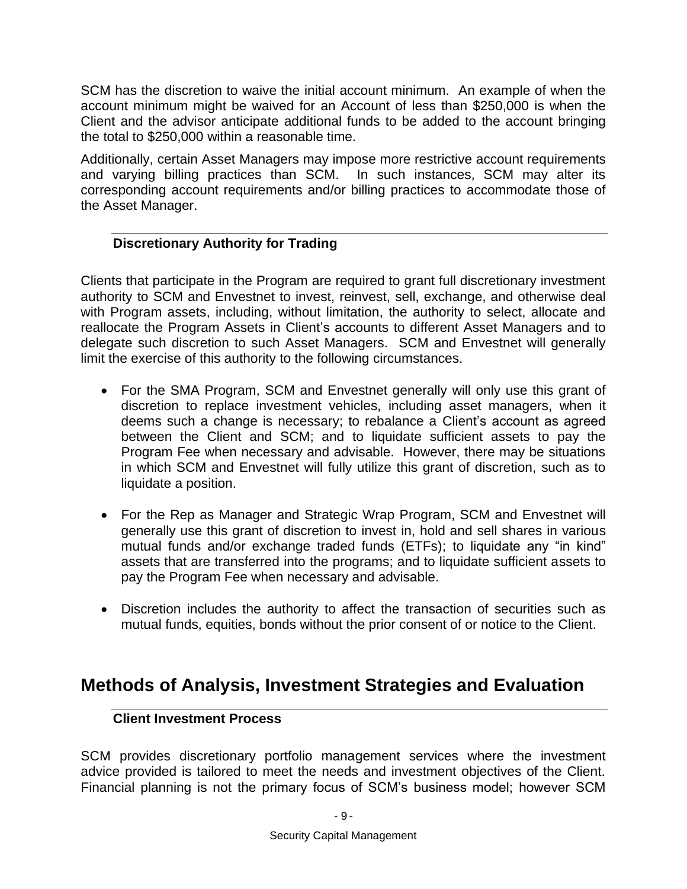SCM has the discretion to waive the initial account minimum. An example of when the account minimum might be waived for an Account of less than $250,000 is when the Client and the advisor anticipate additional funds to be added to the account bringing the total to $250,000 within a reasonable time.

Additionally, certain Asset Managers may impose more restrictive account requirements and varying billing practices than SCM. In such instances, SCM may alter its corresponding account requirements and/or billing practices to accommodate those of the Asset Manager.

### Discretionary Authority for Trading

Clients that participate in the Program are required to grant full discretionary investment authority to SCM and Envestnet to invest, reinvest, sell, exchange, and otherwise deal with Program assets, including, without limitation, the authority to select, allocate and reallocate the Program Assets in Client's accounts to different Asset Managers and to delegate such discretion to such Asset Managers. SCM and Envestnet will generally limit the exercise of this authority to the following circumstances.

- For the SMA Program, SCM and Envestnet generally will only use this grant of discretion to replace investment vehicles, including asset managers, when it deems such a change is necessary; to rebalance a Client's account as agreed between the Client and SCM; and to liquidate sufficient assets to pay the Program Fee when necessary and advisable. However, there may be situations in which SCM and Envestnet will fully utilize this grant of discretion, such as to liquidate a position.

- For the Rep as Manager and Strategic Wrap Program, SCM and Envestnet will generally use this grant of discretion to invest in, hold and sell shares in various mutual funds and/or exchange traded funds (ETFs); to liquidate any "in kind" assets that are transferred into the programs; and to liquidate sufficient assets to pay the Program Fee when necessary and advisable.

- Discretion includes the authority to affect the transaction of securities such as mutual funds, equities, bonds without the prior consent of or notice to the Client.

## Methods of Analysis, Investment Strategies and Evaluation

### Client Investment Process

SCM provides discretionary portfolio management services where the investment advice provided is tailored to meet the needs and investment objectives of the Client. Financial planning is not the primary focus of SCM's business model; however SCM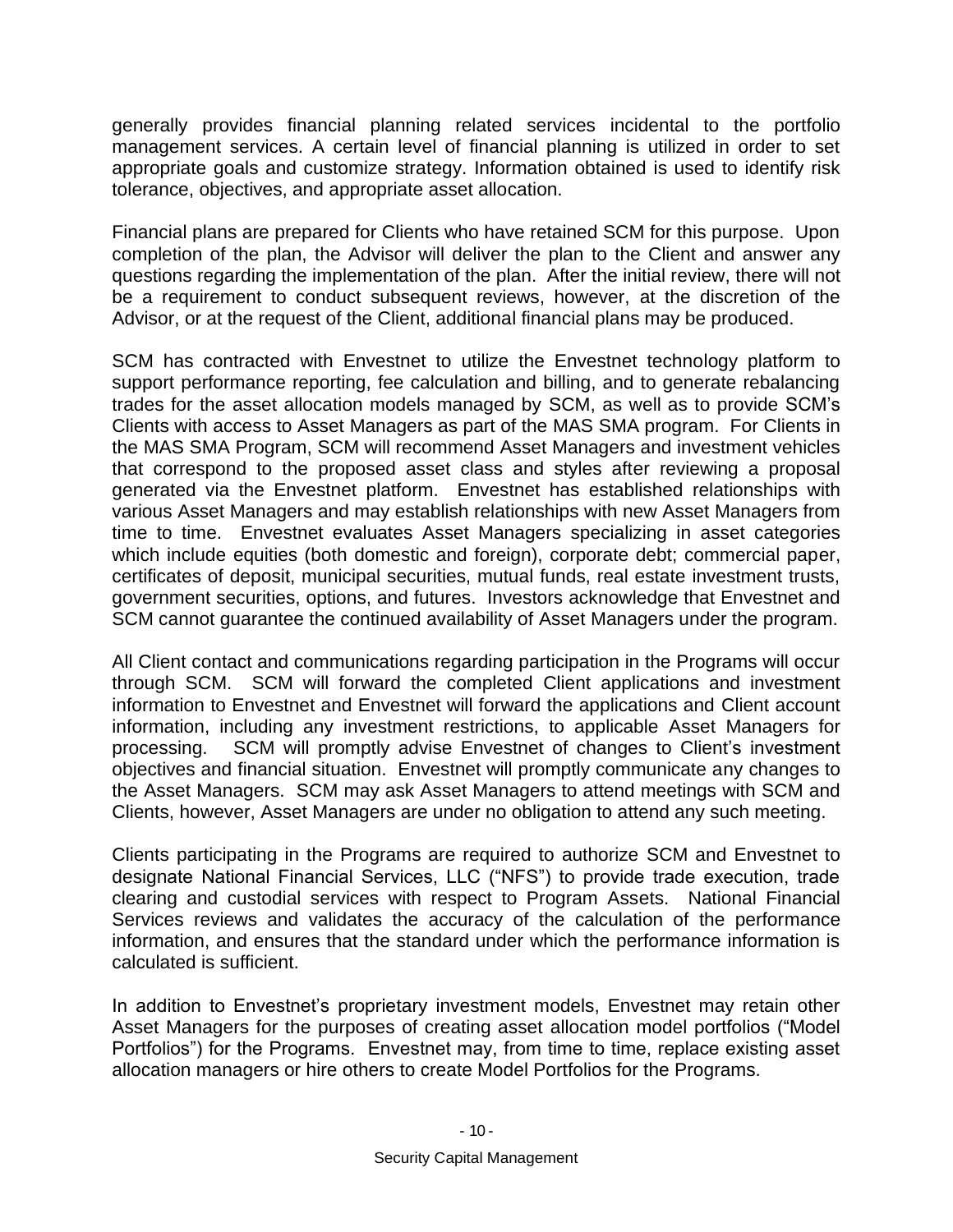generally provides financial planning related services incidental to the portfolio management services. A certain level of financial planning is utilized in order to set appropriate goals and customize strategy. Information obtained is used to identify risk tolerance, objectives, and appropriate asset allocation.

Financial plans are prepared for Clients who have retained SCM for this purpose. Upon completion of the plan, the Advisor will deliver the plan to the Client and answer any questions regarding the implementation of the plan. After the initial review, there will not be a requirement to conduct subsequent reviews, however, at the discretion of the Advisor, or at the request of the Client, additional financial plans may be produced.

SCM has contracted with Envestnet to utilize the Envestnet technology platform to support performance reporting, fee calculation and billing, and to generate rebalancing trades for the asset allocation models managed by SCM, as well as to provide SCM's Clients with access to Asset Managers as part of the MAS SMA program. For Clients in the MAS SMA Program, SCM will recommend Asset Managers and investment vehicles that correspond to the proposed asset class and styles after reviewing a proposal generated via the Envestnet platform. Envestnet has established relationships with various Asset Managers and may establish relationships with new Asset Managers from time to time. Envestnet evaluates Asset Managers specializing in asset categories which include equities (both domestic and foreign), corporate debt; commercial paper, certificates of deposit, municipal securities, mutual funds, real estate investment trusts, government securities, options, and futures. Investors acknowledge that Envestnet and SCM cannot guarantee the continued availability of Asset Managers under the program.

All Client contact and communications regarding participation in the Programs will occur through SCM. SCM will forward the completed Client applications and investment information to Envestnet and Envestnet will forward the applications and Client account information, including any investment restrictions, to applicable Asset Managers for processing. SCM will promptly advise Envestnet of changes to Client's investment objectives and financial situation. Envestnet will promptly communicate any changes to the Asset Managers. SCM may ask Asset Managers to attend meetings with SCM and Clients, however, Asset Managers are under no obligation to attend any such meeting.

Clients participating in the Programs are required to authorize SCM and Envestnet to designate National Financial Services, LLC ("NFS") to provide trade execution, trade clearing and custodial services with respect to Program Assets. National Financial Services reviews and validates the accuracy of the calculation of the performance information, and ensures that the standard under which the performance information is calculated is sufficient.

In addition to Envestnet's proprietary investment models, Envestnet may retain other Asset Managers for the purposes of creating asset allocation model portfolios ("Model Portfolios") for the Programs. Envestnet may, from time to time, replace existing asset allocation managers or hire others to create Model Portfolios for the Programs.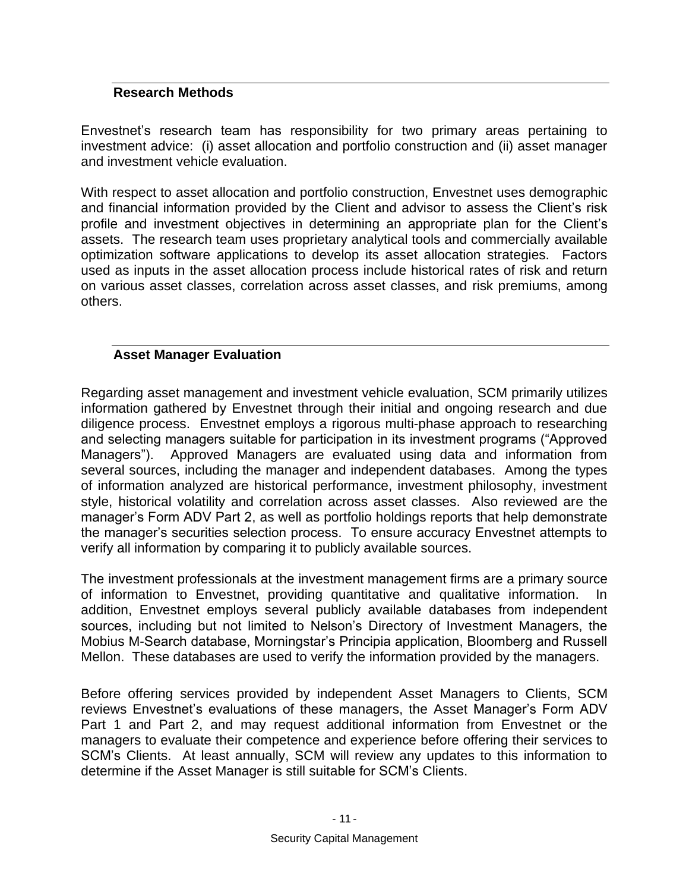## Research Methods

Envestnet's research team has responsibility for two primary areas pertaining to investment advice: (i) asset allocation and portfolio construction and (ii) asset manager and investment vehicle evaluation.

With respect to asset allocation and portfolio construction, Envestnet uses demographic and financial information provided by the Client and advisor to assess the Client's risk profile and investment objectives in determining an appropriate plan for the Client's assets. The research team uses proprietary analytical tools and commercially available optimization software applications to develop its asset allocation strategies. Factors used as inputs in the asset allocation process include historical rates of risk and return on various asset classes, correlation across asset classes, and risk premiums, among others.

## Asset Manager Evaluation

Regarding asset management and investment vehicle evaluation, SCM primarily utilizes information gathered by Envestnet through their initial and ongoing research and due diligence process. Envestnet employs a rigorous multi-phase approach to researching and selecting managers suitable for participation in its investment programs ("Approved Managers"). Approved Managers are evaluated using data and information from several sources, including the manager and independent databases. Among the types of information analyzed are historical performance, investment philosophy, investment style, historical volatility and correlation across asset classes. Also reviewed are the manager's Form ADV Part 2, as well as portfolio holdings reports that help demonstrate the manager's securities selection process. To ensure accuracy Envestnet attempts to verify all information by comparing it to publicly available sources.

The investment professionals at the investment management firms are a primary source of information to Envestnet, providing quantitative and qualitative information. In addition, Envestnet employs several publicly available databases from independent sources, including but not limited to Nelson's Directory of Investment Managers, the Mobius M-Search database, Morningstar's Principia application, Bloomberg and Russell Mellon. These databases are used to verify the information provided by the managers.

Before offering services provided by independent Asset Managers to Clients, SCM reviews Envestnet's evaluations of these managers, the Asset Manager's Form ADV Part 1 and Part 2, and may request additional information from Envestnet or the managers to evaluate their competence and experience before offering their services to SCM's Clients. At least annually, SCM will review any updates to this information to determine if the Asset Manager is still suitable for SCM's Clients.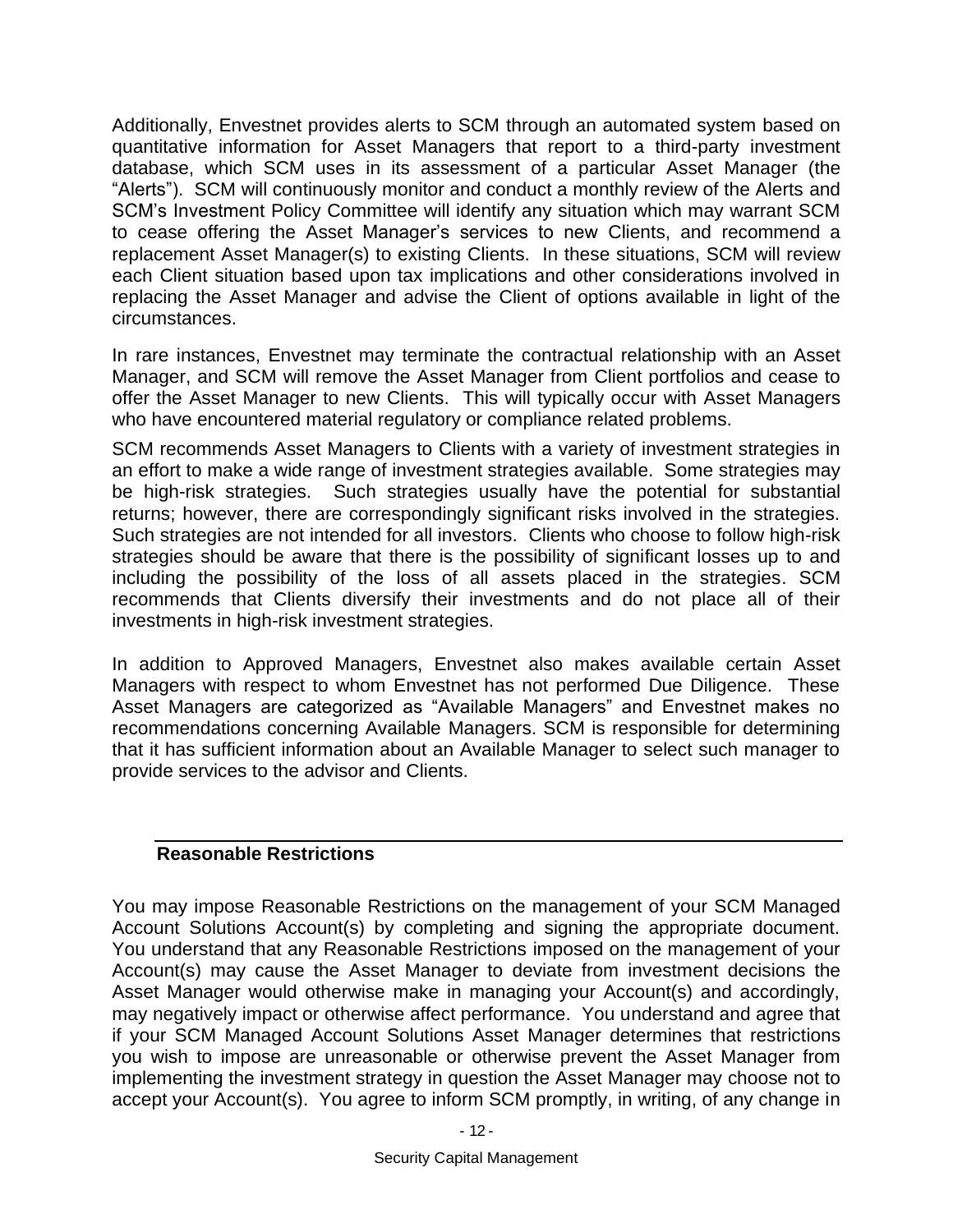Additionally, Envestnet provides alerts to SCM through an automated system based on quantitative information for Asset Managers that report to a third-party investment database, which SCM uses in its assessment of a particular Asset Manager (the "Alerts"). SCM will continuously monitor and conduct a monthly review of the Alerts and SCM's Investment Policy Committee will identify any situation which may warrant SCM to cease offering the Asset Manager's services to new Clients, and recommend a replacement Asset Manager(s) to existing Clients. In these situations, SCM will review each Client situation based upon tax implications and other considerations involved in replacing the Asset Manager and advise the Client of options available in light of the circumstances.

In rare instances, Envestnet may terminate the contractual relationship with an Asset Manager, and SCM will remove the Asset Manager from Client portfolios and cease to offer the Asset Manager to new Clients. This will typically occur with Asset Managers who have encountered material regulatory or compliance related problems.

SCM recommends Asset Managers to Clients with a variety of investment strategies in an effort to make a wide range of investment strategies available. Some strategies may be high-risk strategies. Such strategies usually have the potential for substantial returns; however, there are correspondingly significant risks involved in the strategies. Such strategies are not intended for all investors. Clients who choose to follow high-risk strategies should be aware that there is the possibility of significant losses up to and including the possibility of the loss of all assets placed in the strategies. SCM recommends that Clients diversify their investments and do not place all of their investments in high-risk investment strategies.

In addition to Approved Managers, Envestnet also makes available certain Asset Managers with respect to whom Envestnet has not performed Due Diligence. These Asset Managers are categorized as "Available Managers" and Envestnet makes no recommendations concerning Available Managers. SCM is responsible for determining that it has sufficient information about an Available Manager to select such manager to provide services to the advisor and Clients.

### Reasonable Restrictions

You may impose Reasonable Restrictions on the management of your SCM Managed Account Solutions Account(s) by completing and signing the appropriate document. You understand that any Reasonable Restrictions imposed on the management of your Account(s) may cause the Asset Manager to deviate from investment decisions the Asset Manager would otherwise make in managing your Account(s) and accordingly, may negatively impact or otherwise affect performance. You understand and agree that if your SCM Managed Account Solutions Asset Manager determines that restrictions you wish to impose are unreasonable or otherwise prevent the Asset Manager from implementing the investment strategy in question the Asset Manager may choose not to accept your Account(s). You agree to inform SCM promptly, in writing, of any change in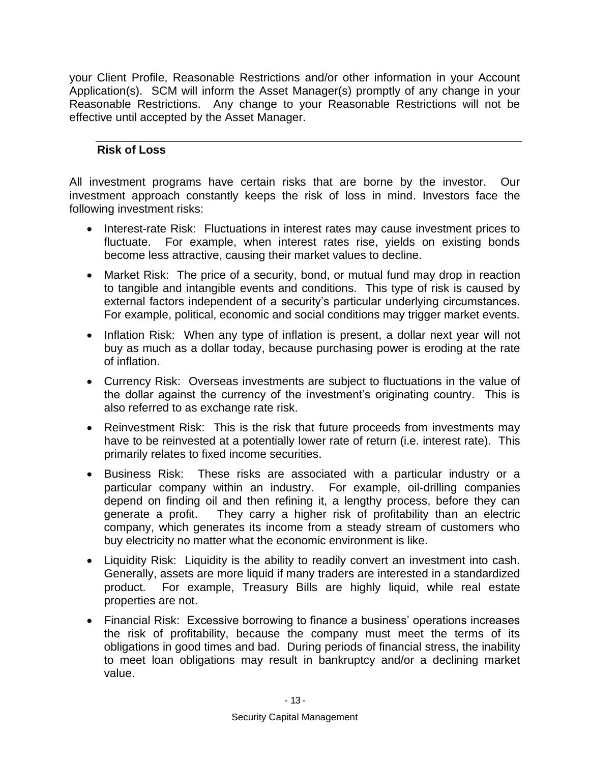your Client Profile, Reasonable Restrictions and/or other information in your Account Application(s). SCM will inform the Asset Manager(s) promptly of any change in your Reasonable Restrictions. Any change to your Reasonable Restrictions will not be effective until accepted by the Asset Manager.

## Risk of Loss

All investment programs have certain risks that are borne by the investor. Our investment approach constantly keeps the risk of loss in mind. Investors face the following investment risks:

- Interest-rate Risk: Fluctuations in interest rates may cause investment prices to fluctuate. For example, when interest rates rise, yields on existing bonds become less attractive, causing their market values to decline.
- Market Risk: The price of a security, bond, or mutual fund may drop in reaction to tangible and intangible events and conditions. This type of risk is caused by external factors independent of a security's particular underlying circumstances. For example, political, economic and social conditions may trigger market events.
- Inflation Risk: When any type of inflation is present, a dollar next year will not buy as much as a dollar today, because purchasing power is eroding at the rate of inflation.
- Currency Risk: Overseas investments are subject to fluctuations in the value of the dollar against the currency of the investment's originating country. This is also referred to as exchange rate risk.
- Reinvestment Risk: This is the risk that future proceeds from investments may have to be reinvested at a potentially lower rate of return (i.e. interest rate). This primarily relates to fixed income securities.
- Business Risk: These risks are associated with a particular industry or a particular company within an industry. For example, oil-drilling companies depend on finding oil and then refining it, a lengthy process, before they can generate a profit. They carry a higher risk of profitability than an electric company, which generates its income from a steady stream of customers who buy electricity no matter what the economic environment is like.
- Liquidity Risk: Liquidity is the ability to readily convert an investment into cash. Generally, assets are more liquid if many traders are interested in a standardized product. For example, Treasury Bills are highly liquid, while real estate properties are not.
- Financial Risk: Excessive borrowing to finance a business' operations increases the risk of profitability, because the company must meet the terms of its obligations in good times and bad. During periods of financial stress, the inability to meet loan obligations may result in bankruptcy and/or a declining market value.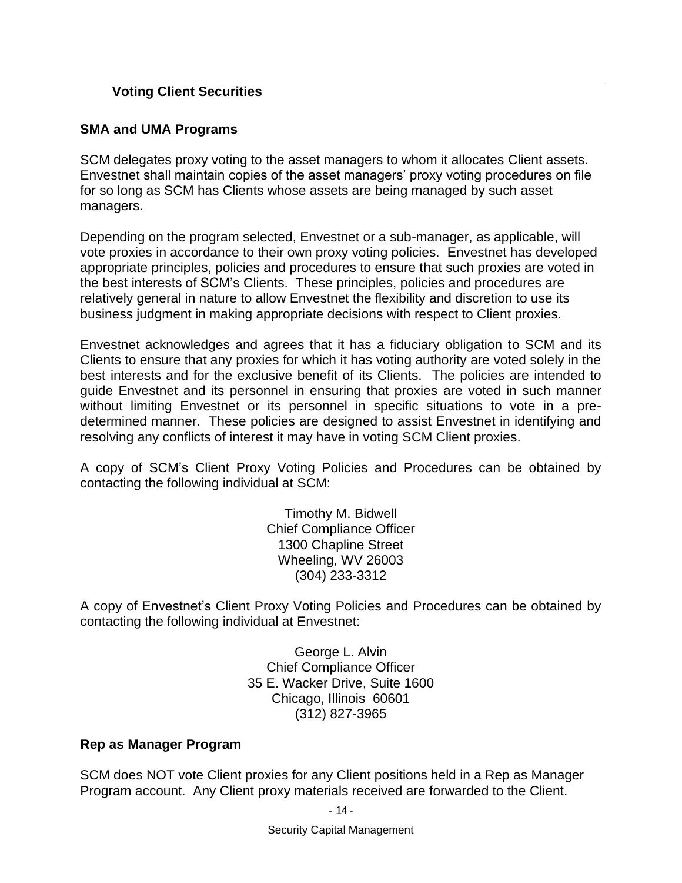## Voting Client Securities

### SMA and UMA Programs

SCM delegates proxy voting to the asset managers to whom it allocates Client assets. Envestnet shall maintain copies of the asset managers' proxy voting procedures on file for so long as SCM has Clients whose assets are being managed by such asset managers.

Depending on the program selected, Envestnet or a sub-manager, as applicable, will vote proxies in accordance to their own proxy voting policies. Envestnet has developed appropriate principles, policies and procedures to ensure that such proxies are voted in the best interests of SCM's Clients. These principles, policies and procedures are relatively general in nature to allow Envestnet the flexibility and discretion to use its business judgment in making appropriate decisions with respect to Client proxies.

Envestnet acknowledges and agrees that it has a fiduciary obligation to SCM and its Clients to ensure that any proxies for which it has voting authority are voted solely in the best interests and for the exclusive benefit of its Clients. The policies are intended to guide Envestnet and its personnel in ensuring that proxies are voted in such manner without limiting Envestnet or its personnel in specific situations to vote in a pre-determined manner. These policies are designed to assist Envestnet in identifying and resolving any conflicts of interest it may have in voting SCM Client proxies.

A copy of SCM's Client Proxy Voting Policies and Procedures can be obtained by contacting the following individual at SCM:

Timothy M. Bidwell
Chief Compliance Officer
1300 Chapline Street
Wheeling, WV 26003
(304) 233-3312

A copy of Envestnet's Client Proxy Voting Policies and Procedures can be obtained by contacting the following individual at Envestnet:

George L. Alvin
Chief Compliance Officer
35 E. Wacker Drive, Suite 1600
Chicago, Illinois 60601
(312) 827-3965

### Rep as Manager Program

SCM does NOT vote Client proxies for any Client positions held in a Rep as Manager Program account. Any Client proxy materials received are forwarded to the Client.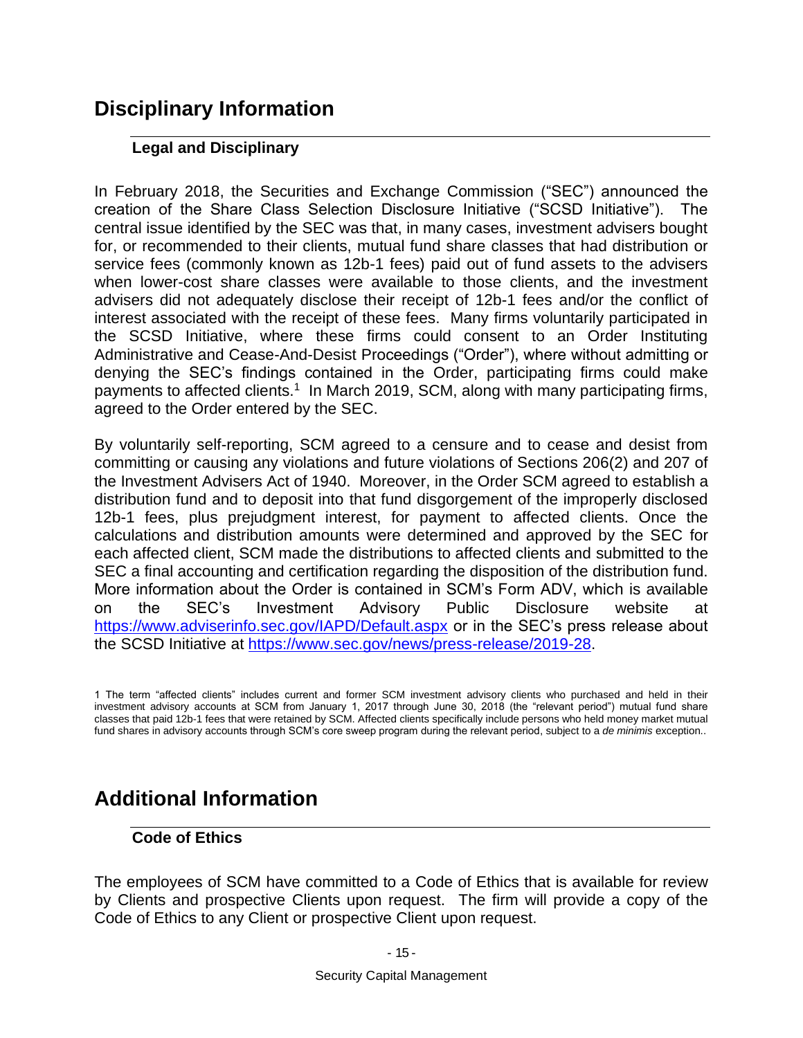# Disciplinary Information

## Legal and Disciplinary

In February 2018, the Securities and Exchange Commission ("SEC") announced the creation of the Share Class Selection Disclosure Initiative ("SCSD Initiative"). The central issue identified by the SEC was that, in many cases, investment advisers bought for, or recommended to their clients, mutual fund share classes that had distribution or service fees (commonly known as 12b-1 fees) paid out of fund assets to the advisers when lower-cost share classes were available to those clients, and the investment advisers did not adequately disclose their receipt of 12b-1 fees and/or the conflict of interest associated with the receipt of these fees. Many firms voluntarily participated in the SCSD Initiative, where these firms could consent to an Order Instituting Administrative and Cease-And-Desist Proceedings ("Order"), where without admitting or denying the SEC's findings contained in the Order, participating firms could make payments to affected clients.[1] In March 2019, SCM, along with many participating firms, agreed to the Order entered by the SEC.

By voluntarily self-reporting, SCM agreed to a censure and to cease and desist from committing or causing any violations and future violations of Sections 206(2) and 207 of the Investment Advisers Act of 1940. Moreover, in the Order SCM agreed to establish a distribution fund and to deposit into that fund disgorgement of the improperly disclosed 12b-1 fees, plus prejudgment interest, for payment to affected clients. Once the calculations and distribution amounts were determined and approved by the SEC for each affected client, SCM made the distributions to affected clients and submitted to the SEC a final accounting and certification regarding the disposition of the distribution fund. More information about the Order is contained in SCM's Form ADV, which is available on the SEC's Investment Advisory Public Disclosure website at https://www.adviserinfo.sec.gov/IAPD/Default.aspx or in the SEC's press release about the SCSD Initiative at https://www.sec.gov/news/press-release/2019-28.

1 The term "affected clients" includes current and former SCM investment advisory clients who purchased and held in their investment advisory accounts at SCM from January 1, 2017 through June 30, 2018 (the "relevant period") mutual fund share classes that paid 12b-1 fees that were retained by SCM. Affected clients specifically include persons who held money market mutual fund shares in advisory accounts through SCM's core sweep program during the relevant period, subject to a *de minimis* exception..

# Additional Information

## Code of Ethics

The employees of SCM have committed to a Code of Ethics that is available for review by Clients and prospective Clients upon request. The firm will provide a copy of the Code of Ethics to any Client or prospective Client upon request.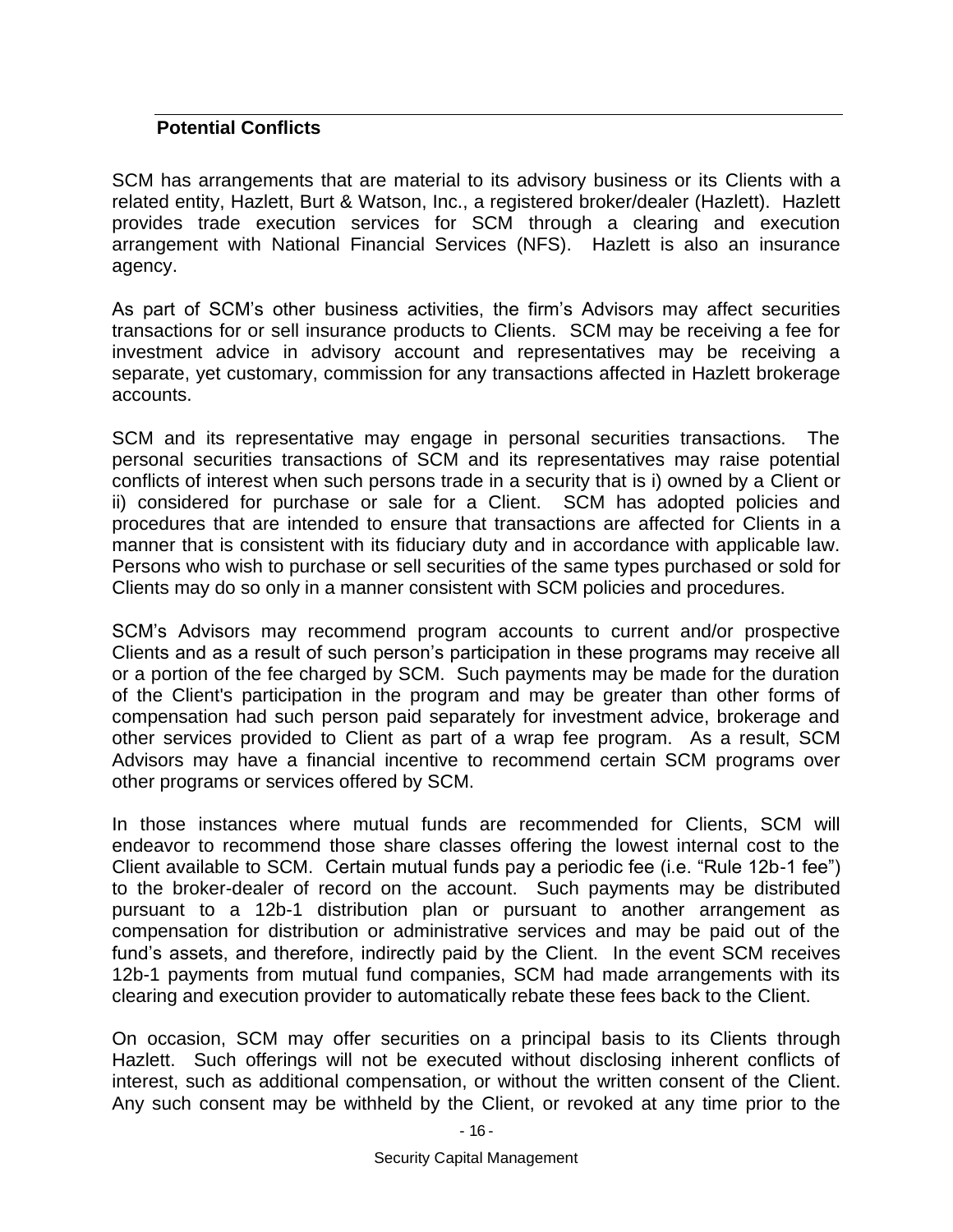## Potential Conflicts

SCM has arrangements that are material to its advisory business or its Clients with a related entity, Hazlett, Burt & Watson, Inc., a registered broker/dealer (Hazlett). Hazlett provides trade execution services for SCM through a clearing and execution arrangement with National Financial Services (NFS). Hazlett is also an insurance agency.

As part of SCM's other business activities, the firm's Advisors may affect securities transactions for or sell insurance products to Clients. SCM may be receiving a fee for investment advice in advisory account and representatives may be receiving a separate, yet customary, commission for any transactions affected in Hazlett brokerage accounts.

SCM and its representative may engage in personal securities transactions. The personal securities transactions of SCM and its representatives may raise potential conflicts of interest when such persons trade in a security that is i) owned by a Client or ii) considered for purchase or sale for a Client. SCM has adopted policies and procedures that are intended to ensure that transactions are affected for Clients in a manner that is consistent with its fiduciary duty and in accordance with applicable law. Persons who wish to purchase or sell securities of the same types purchased or sold for Clients may do so only in a manner consistent with SCM policies and procedures.

SCM's Advisors may recommend program accounts to current and/or prospective Clients and as a result of such person's participation in these programs may receive all or a portion of the fee charged by SCM. Such payments may be made for the duration of the Client's participation in the program and may be greater than other forms of compensation had such person paid separately for investment advice, brokerage and other services provided to Client as part of a wrap fee program. As a result, SCM Advisors may have a financial incentive to recommend certain SCM programs over other programs or services offered by SCM.

In those instances where mutual funds are recommended for Clients, SCM will endeavor to recommend those share classes offering the lowest internal cost to the Client available to SCM. Certain mutual funds pay a periodic fee (i.e. "Rule 12b-1 fee") to the broker-dealer of record on the account. Such payments may be distributed pursuant to a 12b-1 distribution plan or pursuant to another arrangement as compensation for distribution or administrative services and may be paid out of the fund's assets, and therefore, indirectly paid by the Client. In the event SCM receives 12b-1 payments from mutual fund companies, SCM had made arrangements with its clearing and execution provider to automatically rebate these fees back to the Client.

On occasion, SCM may offer securities on a principal basis to its Clients through Hazlett. Such offerings will not be executed without disclosing inherent conflicts of interest, such as additional compensation, or without the written consent of the Client. Any such consent may be withheld by the Client, or revoked at any time prior to the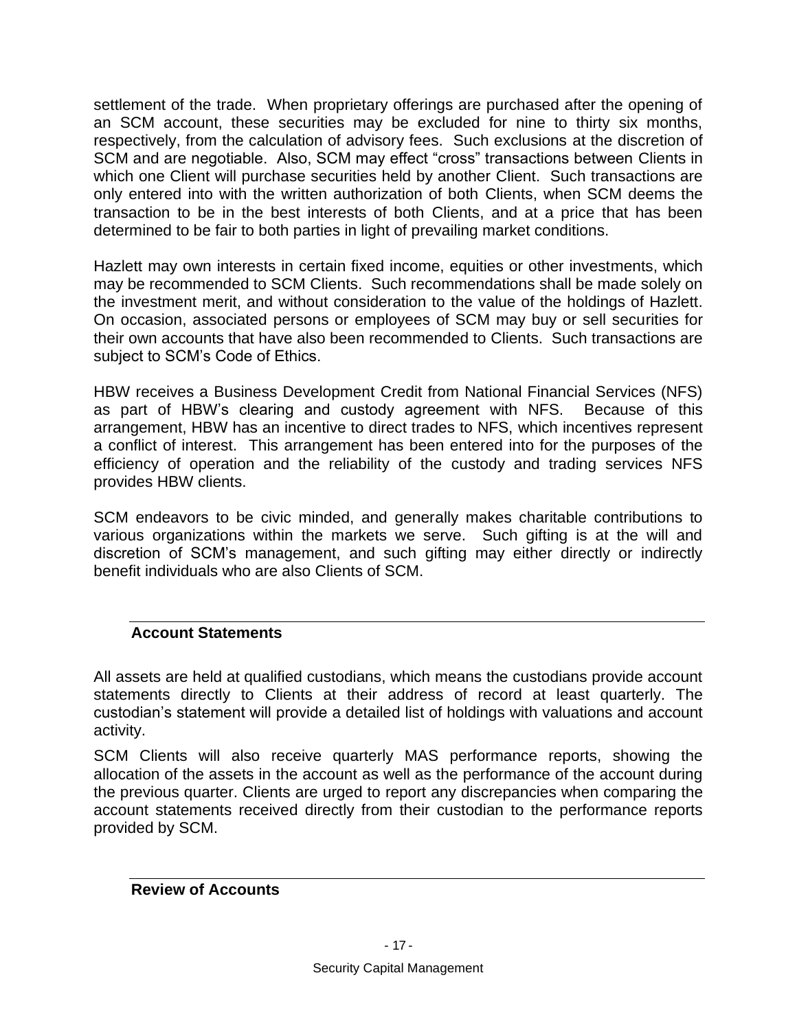settlement of the trade. When proprietary offerings are purchased after the opening of an SCM account, these securities may be excluded for nine to thirty six months, respectively, from the calculation of advisory fees. Such exclusions at the discretion of SCM and are negotiable. Also, SCM may effect "cross" transactions between Clients in which one Client will purchase securities held by another Client. Such transactions are only entered into with the written authorization of both Clients, when SCM deems the transaction to be in the best interests of both Clients, and at a price that has been determined to be fair to both parties in light of prevailing market conditions.

Hazlett may own interests in certain fixed income, equities or other investments, which may be recommended to SCM Clients. Such recommendations shall be made solely on the investment merit, and without consideration to the value of the holdings of Hazlett. On occasion, associated persons or employees of SCM may buy or sell securities for their own accounts that have also been recommended to Clients. Such transactions are subject to SCM's Code of Ethics.

HBW receives a Business Development Credit from National Financial Services (NFS) as part of HBW's clearing and custody agreement with NFS. Because of this arrangement, HBW has an incentive to direct trades to NFS, which incentives represent a conflict of interest. This arrangement has been entered into for the purposes of the efficiency of operation and the reliability of the custody and trading services NFS provides HBW clients.

SCM endeavors to be civic minded, and generally makes charitable contributions to various organizations within the markets we serve. Such gifting is at the will and discretion of SCM's management, and such gifting may either directly or indirectly benefit individuals who are also Clients of SCM.

## Account Statements

All assets are held at qualified custodians, which means the custodians provide account statements directly to Clients at their address of record at least quarterly. The custodian's statement will provide a detailed list of holdings with valuations and account activity.

SCM Clients will also receive quarterly MAS performance reports, showing the allocation of the assets in the account as well as the performance of the account during the previous quarter. Clients are urged to report any discrepancies when comparing the account statements received directly from their custodian to the performance reports provided by SCM.

## Review of Accounts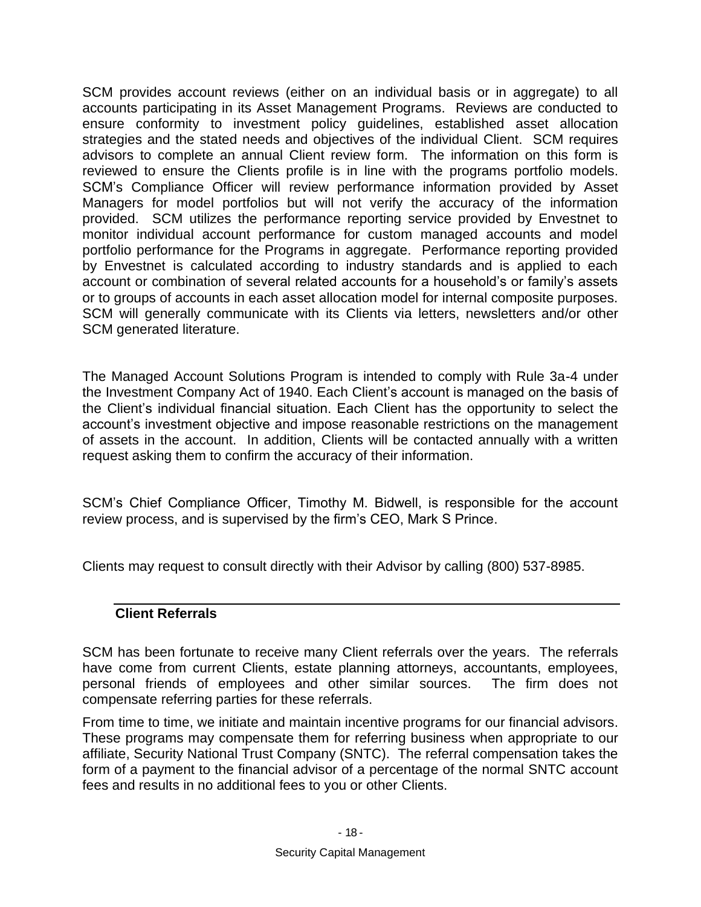SCM provides account reviews (either on an individual basis or in aggregate) to all accounts participating in its Asset Management Programs. Reviews are conducted to ensure conformity to investment policy guidelines, established asset allocation strategies and the stated needs and objectives of the individual Client. SCM requires advisors to complete an annual Client review form. The information on this form is reviewed to ensure the Clients profile is in line with the programs portfolio models. SCM's Compliance Officer will review performance information provided by Asset Managers for model portfolios but will not verify the accuracy of the information provided. SCM utilizes the performance reporting service provided by Envestnet to monitor individual account performance for custom managed accounts and model portfolio performance for the Programs in aggregate. Performance reporting provided by Envestnet is calculated according to industry standards and is applied to each account or combination of several related accounts for a household's or family's assets or to groups of accounts in each asset allocation model for internal composite purposes. SCM will generally communicate with its Clients via letters, newsletters and/or other SCM generated literature.

The Managed Account Solutions Program is intended to comply with Rule 3a-4 under the Investment Company Act of 1940. Each Client's account is managed on the basis of the Client's individual financial situation. Each Client has the opportunity to select the account's investment objective and impose reasonable restrictions on the management of assets in the account. In addition, Clients will be contacted annually with a written request asking them to confirm the accuracy of their information.

SCM's Chief Compliance Officer, Timothy M. Bidwell, is responsible for the account review process, and is supervised by the firm's CEO, Mark S Prince.

Clients may request to consult directly with their Advisor by calling (800) 537-8985.

## Client Referrals

SCM has been fortunate to receive many Client referrals over the years. The referrals have come from current Clients, estate planning attorneys, accountants, employees, personal friends of employees and other similar sources. The firm does not compensate referring parties for these referrals.

From time to time, we initiate and maintain incentive programs for our financial advisors. These programs may compensate them for referring business when appropriate to our affiliate, Security National Trust Company (SNTC). The referral compensation takes the form of a payment to the financial advisor of a percentage of the normal SNTC account fees and results in no additional fees to you or other Clients.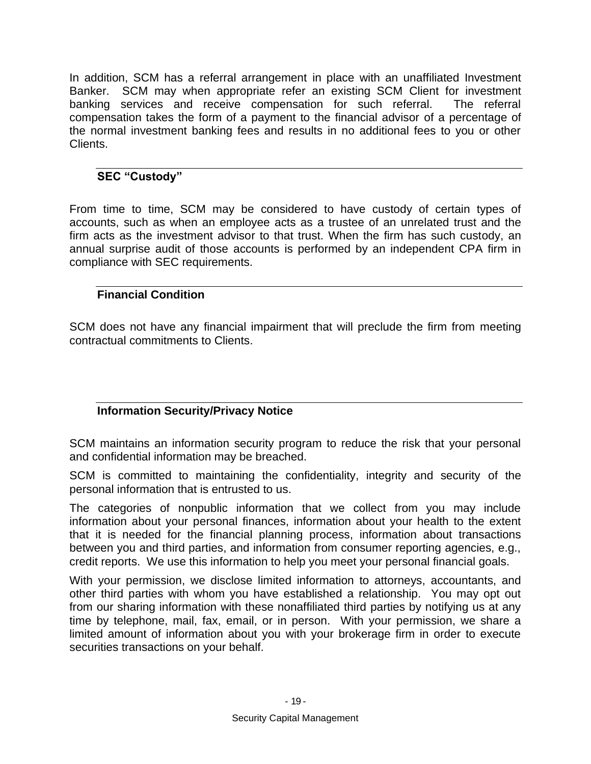In addition, SCM has a referral arrangement in place with an unaffiliated Investment Banker. SCM may when appropriate refer an existing SCM Client for investment banking services and receive compensation for such referral. The referral compensation takes the form of a payment to the financial advisor of a percentage of the normal investment banking fees and results in no additional fees to you or other Clients.

## SEC "Custody"

From time to time, SCM may be considered to have custody of certain types of accounts, such as when an employee acts as a trustee of an unrelated trust and the firm acts as the investment advisor to that trust. When the firm has such custody, an annual surprise audit of those accounts is performed by an independent CPA firm in compliance with SEC requirements.

## Financial Condition

SCM does not have any financial impairment that will preclude the firm from meeting contractual commitments to Clients.

## Information Security/Privacy Notice

SCM maintains an information security program to reduce the risk that your personal and confidential information may be breached.

SCM is committed to maintaining the confidentiality, integrity and security of the personal information that is entrusted to us.

The categories of nonpublic information that we collect from you may include information about your personal finances, information about your health to the extent that it is needed for the financial planning process, information about transactions between you and third parties, and information from consumer reporting agencies, e.g., credit reports. We use this information to help you meet your personal financial goals.

With your permission, we disclose limited information to attorneys, accountants, and other third parties with whom you have established a relationship. You may opt out from our sharing information with these nonaffiliated third parties by notifying us at any time by telephone, mail, fax, email, or in person. With your permission, we share a limited amount of information about you with your brokerage firm in order to execute securities transactions on your behalf.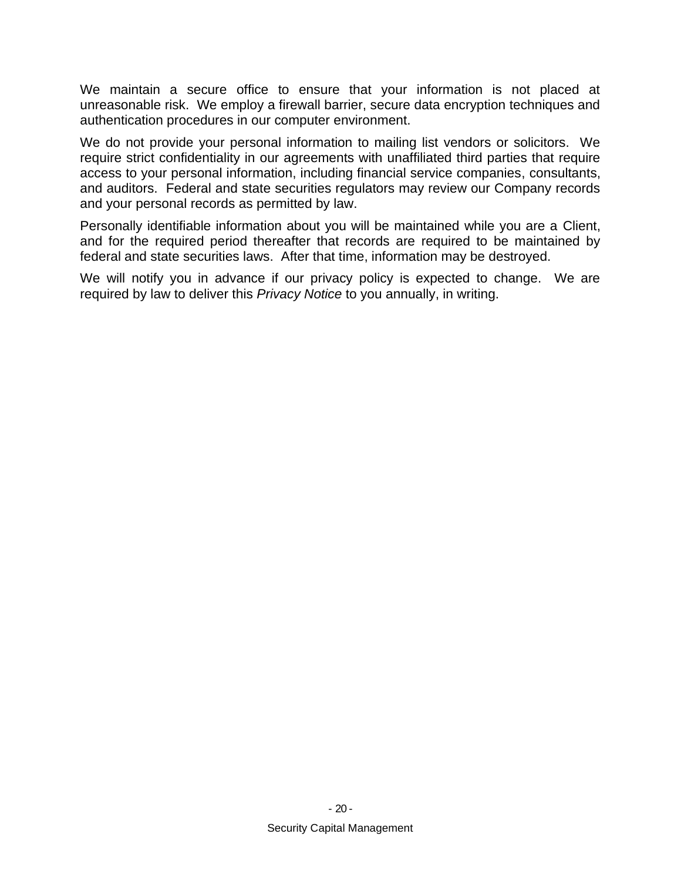We maintain a secure office to ensure that your information is not placed at unreasonable risk. We employ a firewall barrier, secure data encryption techniques and authentication procedures in our computer environment.

We do not provide your personal information to mailing list vendors or solicitors. We require strict confidentiality in our agreements with unaffiliated third parties that require access to your personal information, including financial service companies, consultants, and auditors. Federal and state securities regulators may review our Company records and your personal records as permitted by law.

Personally identifiable information about you will be maintained while you are a Client, and for the required period thereafter that records are required to be maintained by federal and state securities laws. After that time, information may be destroyed.

We will notify you in advance if our privacy policy is expected to change. We are required by law to deliver this *Privacy Notice* to you annually, in writing.